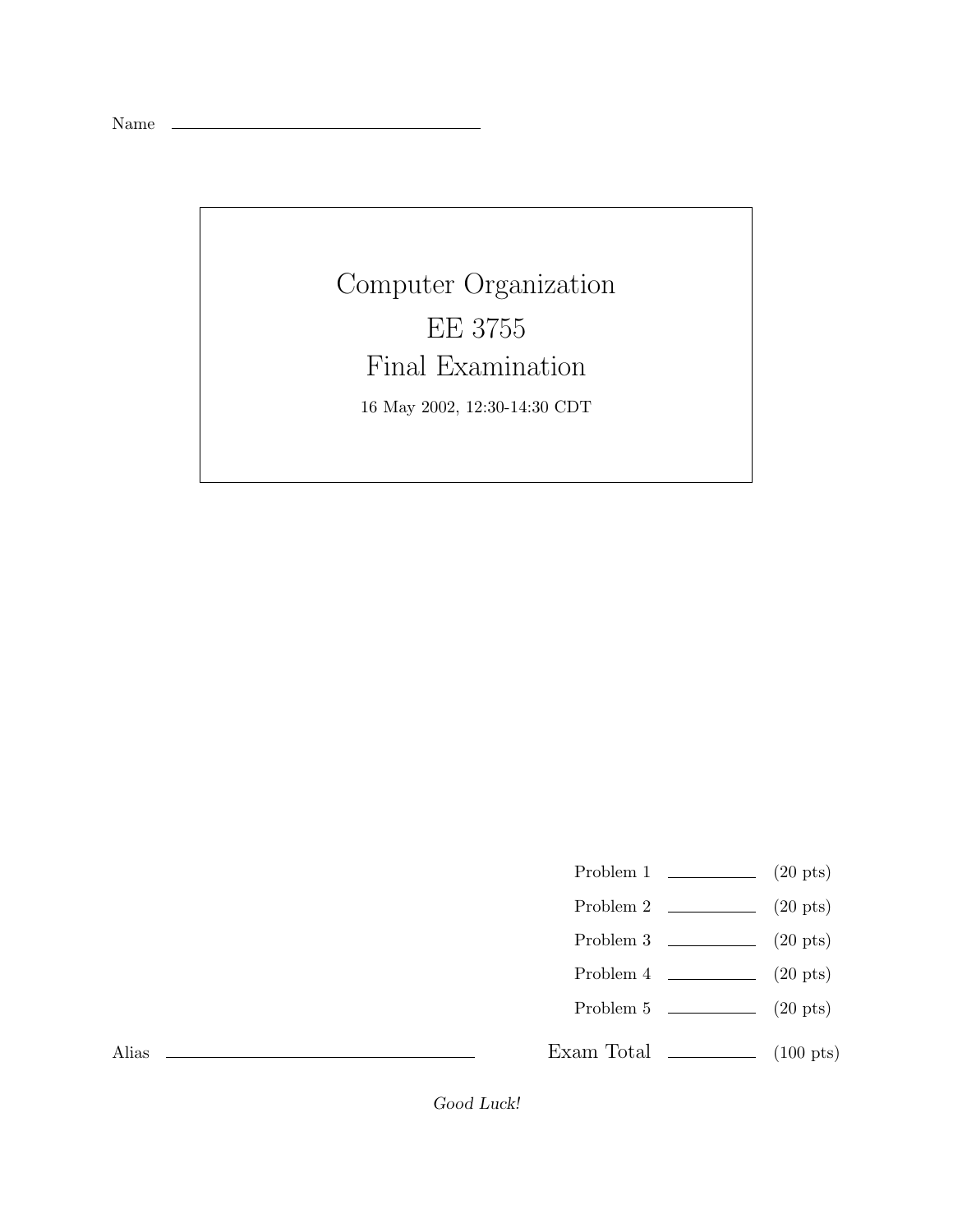Name \_\_\_\_\_\_\_\_\_\_\_\_\_\_\_\_\_\_\_\_\_\_\_\_\_\_\_\_\_\_\_\_

# Computer Organization

## EE 3755

## Final Examination

16 May 2002, 12:30-14:30 CDT

| | | |
|---|---|---|
| Problem 1 | \_\_\_\_\_\_\_\_ | (20 pts) |
| Problem 2 | \_\_\_\_\_\_\_\_ | (20 pts) |
| Problem 3 | \_\_\_\_\_\_\_\_ | (20 pts) |
| Problem 4 | \_\_\_\_\_\_\_\_ | (20 pts) |
| Problem 5 | \_\_\_\_\_\_\_\_ | (20 pts) |
| Exam Total | \_\_\_\_\_\_\_\_ | (100 pts) |

Alias \_\_\_\_\_\_\_\_\_\_\_\_\_\_\_\_\_\_\_\_\_\_\_\_\_\_\_\_\_\_\_\_

*Good Luck!*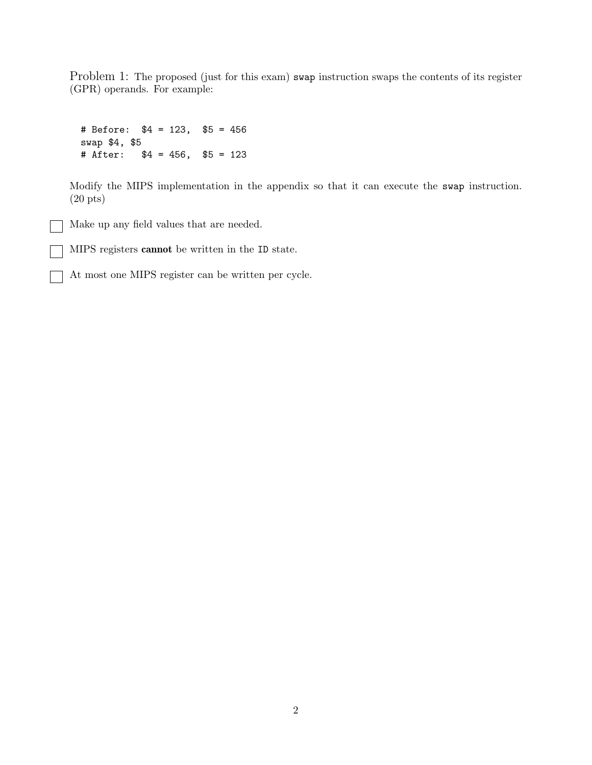Problem 1: The proposed (just for this exam) `swap` instruction swaps the contents of its register (GPR) operands. For example:

```
# Before:  $4 = 123,  $5 = 456
swap $4, $5
# After:   $4 = 456,  $5 = 123
```

Modify the MIPS implementation in the appendix so that it can execute the `swap` instruction. (20 pts)

- [ ] Make up any field values that are needed.
- [ ] MIPS registers **cannot** be written in the `ID` state.
- [ ] At most one MIPS register can be written per cycle.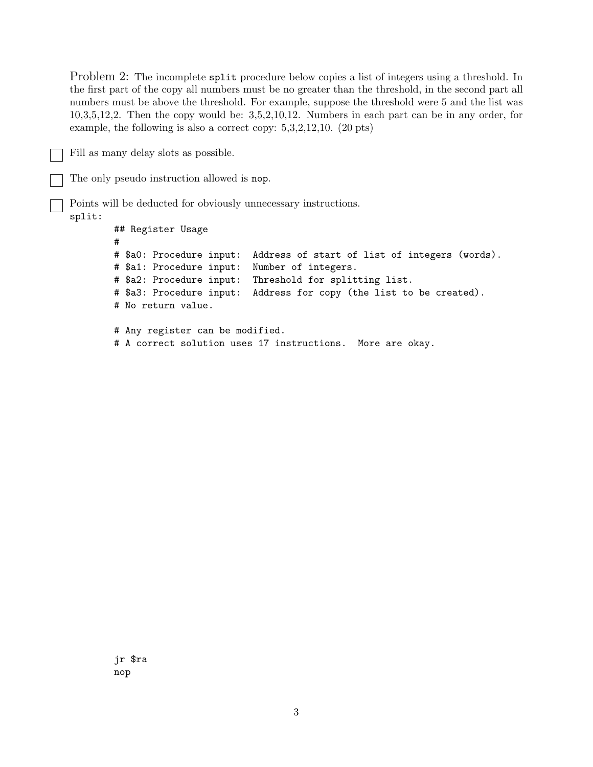Problem 2: The incomplete `split` procedure below copies a list of integers using a threshold. In the first part of the copy all numbers must be no greater than the threshold, in the second part all numbers must be above the threshold. For example, suppose the threshold were 5 and the list was 10,3,5,12,2. Then the copy would be: 3,5,2,10,12. Numbers in each part can be in any order, for example, the following is also a correct copy: 5,3,2,12,10. (20 pts)

- [ ] Fill as many delay slots as possible.
- [ ] The only pseudo instruction allowed is `nop`.
- [ ] Points will be deducted for obviously unnecessary instructions.

```
split:
        ## Register Usage
        #
        # $a0: Procedure input:  Address of start of list of integers (words).
        # $a1: Procedure input:  Number of integers.
        # $a2: Procedure input:  Threshold for splitting list.
        # $a3: Procedure input:  Address for copy (the list to be created).
        # No return value.

        # Any register can be modified.
        # A correct solution uses 17 instructions.  More are okay.
```

```
        jr $ra
        nop
```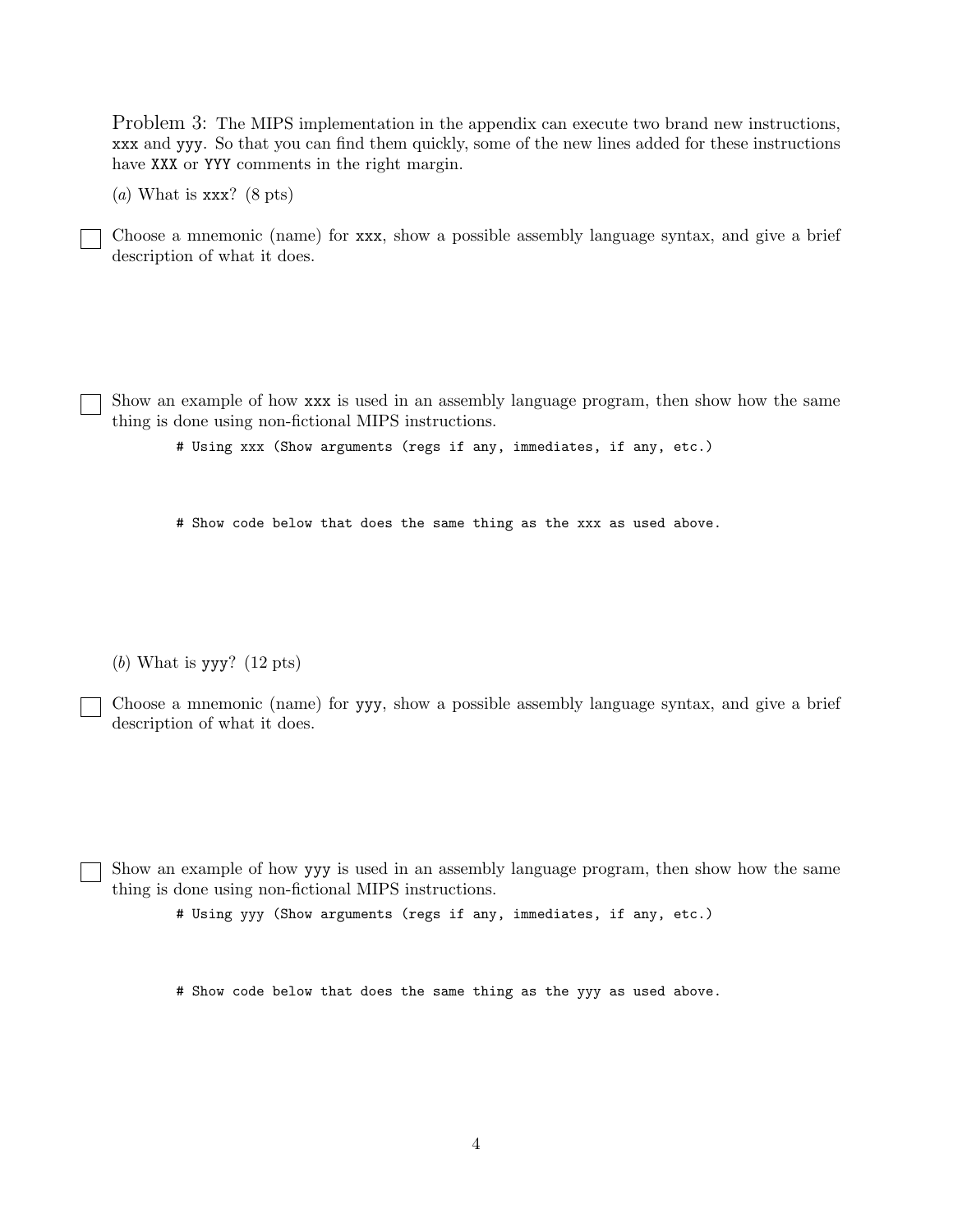Problem 3: The MIPS implementation in the appendix can execute two brand new instructions, xxx and yyy. So that you can find them quickly, some of the new lines added for these instructions have XXX or YYY comments in the right margin.

(*a*) What is xxx? (8 pts)

☐ Choose a mnemonic (name) for xxx, show a possible assembly language syntax, and give a brief description of what it does.

☐ Show an example of how xxx is used in an assembly language program, then show how the same thing is done using non-fictional MIPS instructions.

```
# Using xxx (Show arguments (regs if any, immediates, if any, etc.)


# Show code below that does the same thing as the xxx as used above.
```

(*b*) What is yyy? (12 pts)

☐ Choose a mnemonic (name) for yyy, show a possible assembly language syntax, and give a brief description of what it does.

☐ Show an example of how yyy is used in an assembly language program, then show how the same thing is done using non-fictional MIPS instructions.

```
# Using yyy (Show arguments (regs if any, immediates, if any, etc.)


# Show code below that does the same thing as the yyy as used above.
```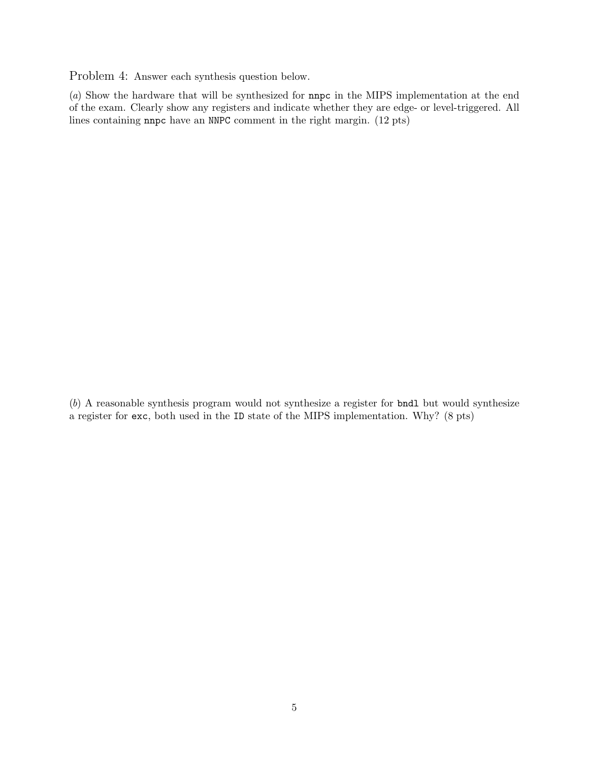Problem 4: Answer each synthesis question below.

(*a*) Show the hardware that will be synthesized for `nnpc` in the MIPS implementation at the end of the exam. Clearly show any registers and indicate whether they are edge- or level-triggered. All lines containing `nnpc` have an `NNPC` comment in the right margin. (12 pts)

(*b*) A reasonable synthesis program would not synthesize a register for `bndl` but would synthesize a register for `exc`, both used in the `ID` state of the MIPS implementation. Why? (8 pts)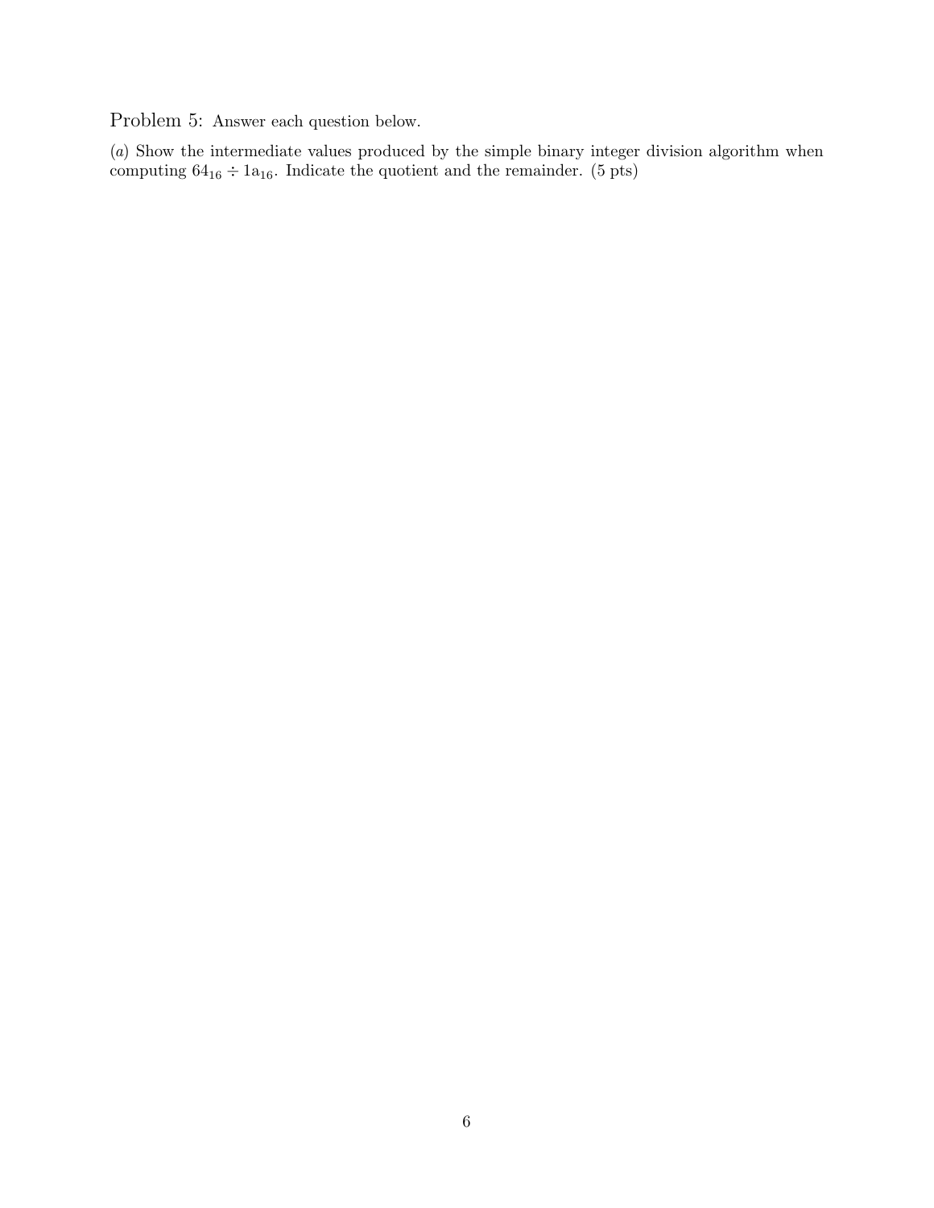Problem 5: Answer each question below.

(*a*) Show the intermediate values produced by the simple binary integer division algorithm when computing $64_{16} \div 1a_{16}$. Indicate the quotient and the remainder. (5 pts)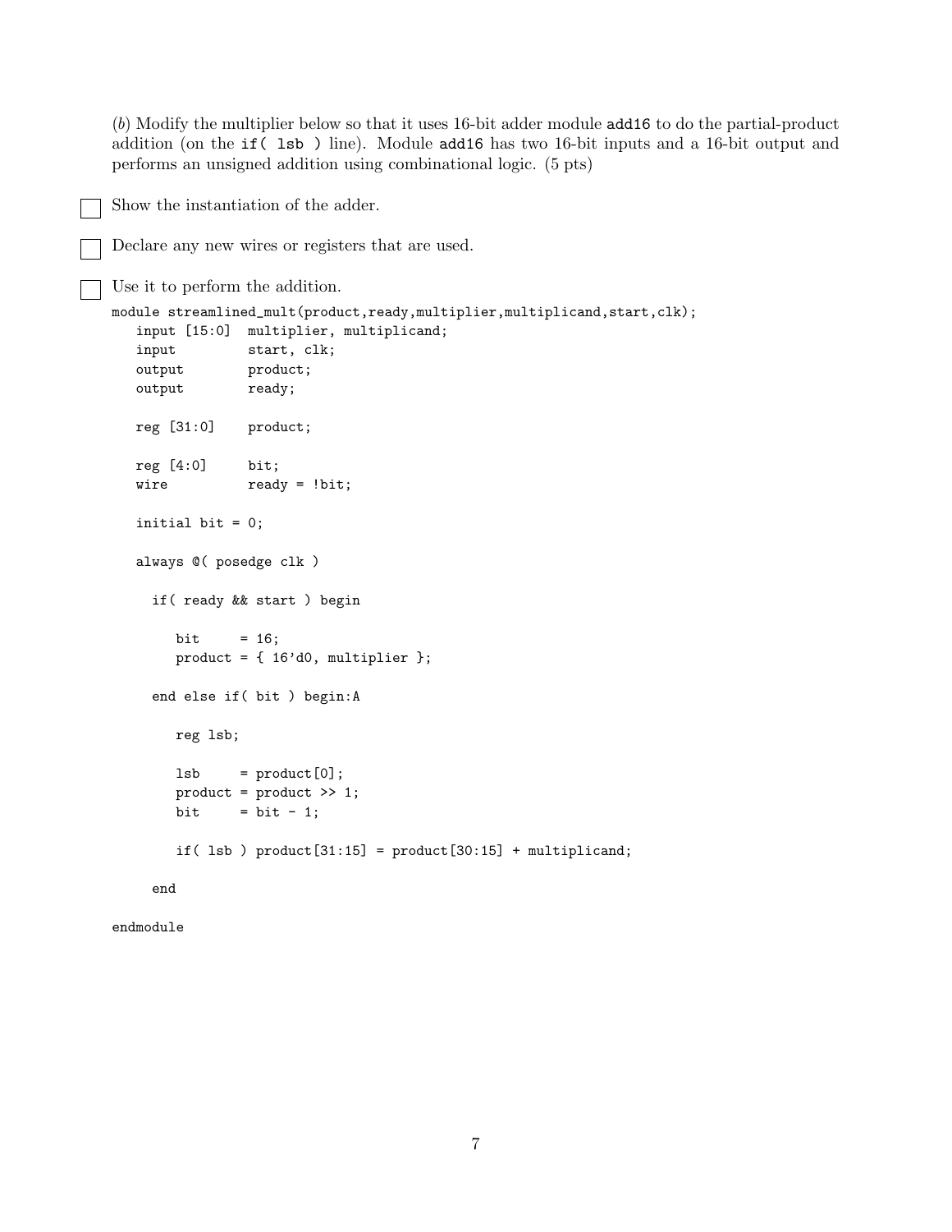(*b*) Modify the multiplier below so that it uses 16-bit adder module `add16` to do the partial-product addition (on the `if( lsb )` line). Module `add16` has two 16-bit inputs and a 16-bit output and performs an unsigned addition using combinational logic. (5 pts)

☐ Show the instantiation of the adder.

☐ Declare any new wires or registers that are used.

☐ Use it to perform the addition.

```
module streamlined_mult(product,ready,multiplier,multiplicand,start,clk);
   input [15:0]  multiplier, multiplicand;
   input         start, clk;
   output        product;
   output        ready;

   reg [31:0]    product;

   reg [4:0]     bit;
   wire          ready = !bit;

   initial bit = 0;

   always @( posedge clk )

     if( ready && start ) begin

        bit     = 16;
        product = { 16'd0, multiplier };

     end else if( bit ) begin:A

        reg lsb;

        lsb     = product[0];
        product = product >> 1;
        bit     = bit - 1;

        if( lsb ) product[31:15] = product[30:15] + multiplicand;

     end

endmodule
```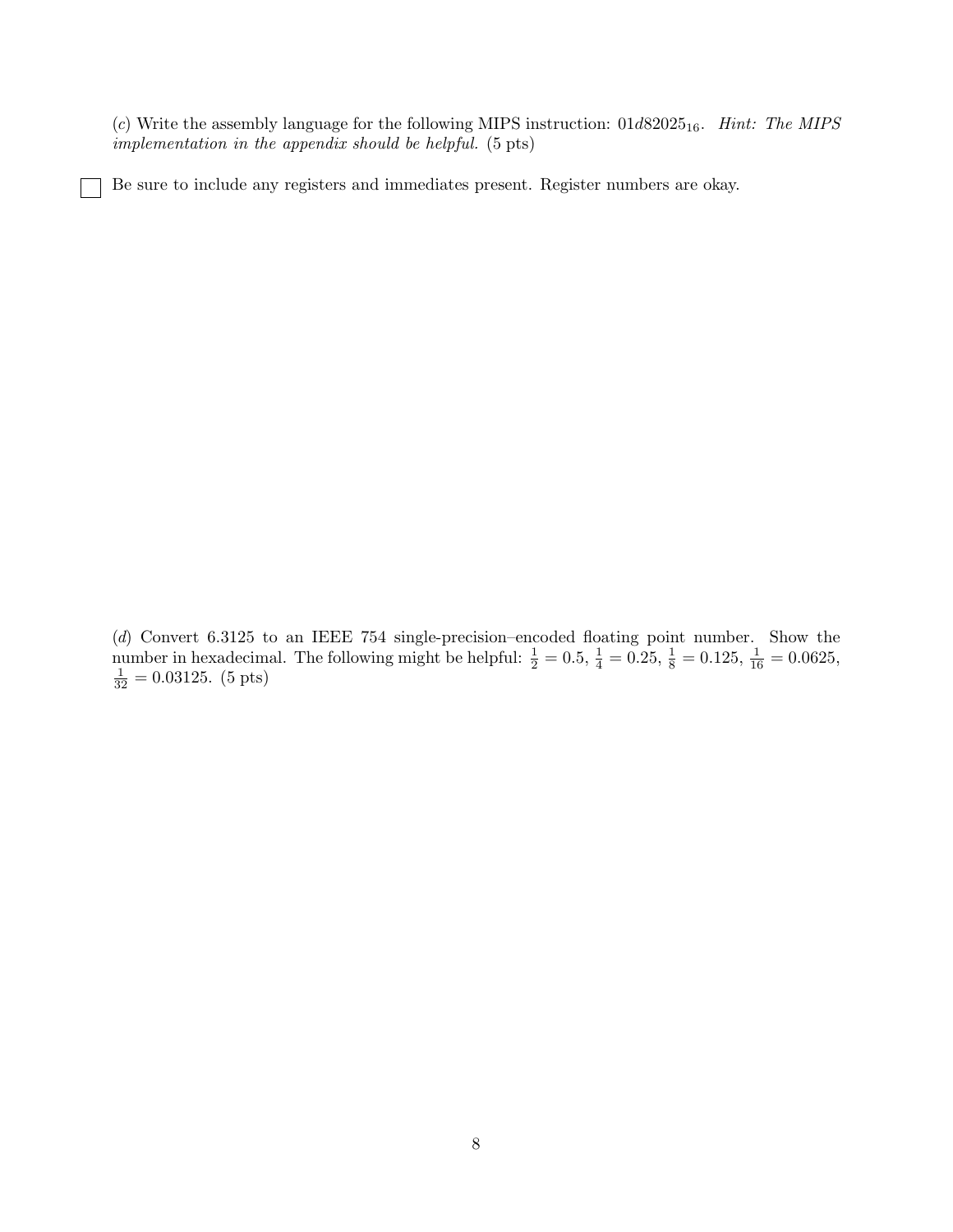(*c*) Write the assembly language for the following MIPS instruction: $01d82025_{16}$. *Hint: The MIPS implementation in the appendix should be helpful.* (5 pts)

☐ Be sure to include any registers and immediates present. Register numbers are okay.

(*d*) Convert 6.3125 to an IEEE 754 single-precision–encoded floating point number. Show the number in hexadecimal. The following might be helpful: $\frac{1}{2} = 0.5$, $\frac{1}{4} = 0.25$, $\frac{1}{8} = 0.125$, $\frac{1}{16} = 0.0625$, $\frac{1}{32} = 0.03125$. (5 pts)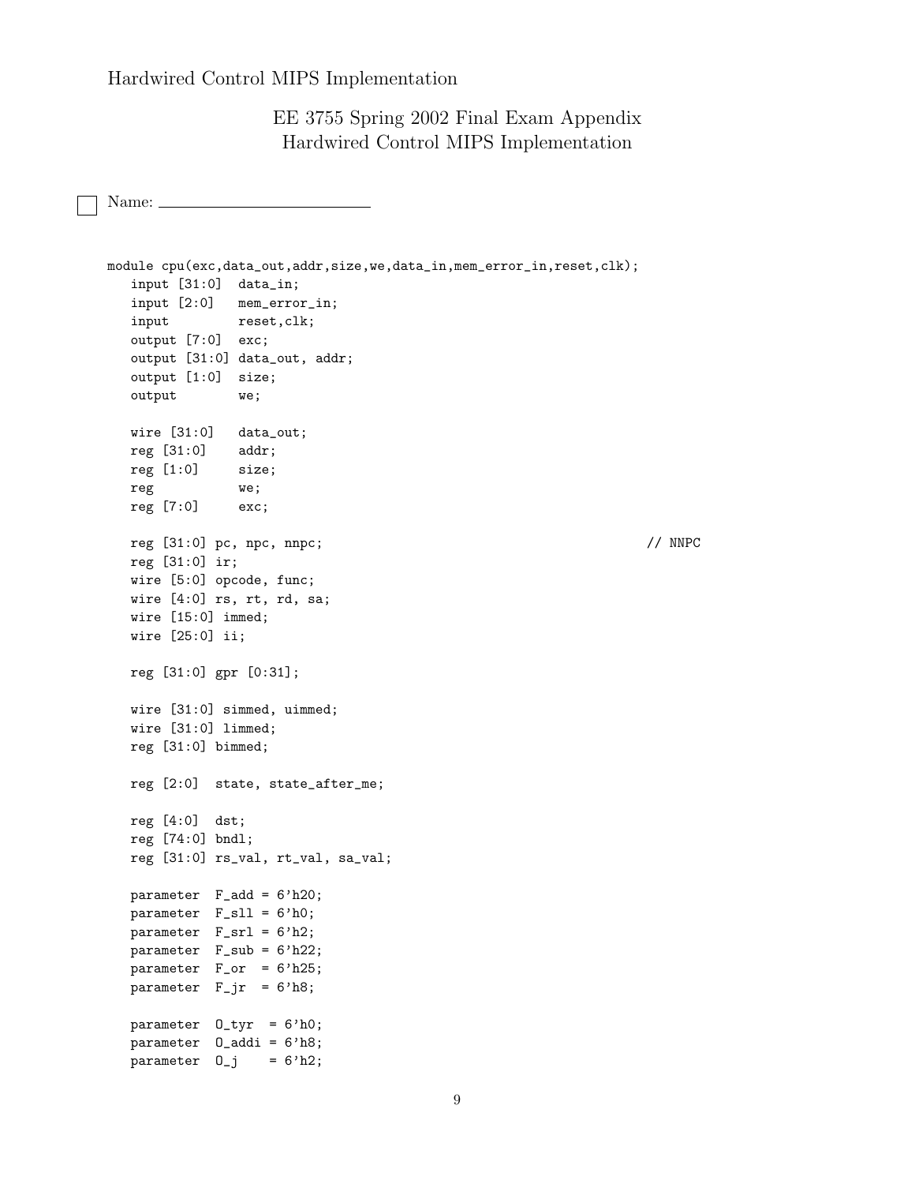# EE 3755 Spring 2002 Final Exam Appendix
## Hardwired Control MIPS Implementation

☐ Name: ________________________

```
module cpu(exc,data_out,addr,size,we,data_in,mem_error_in,reset,clk);
   input [31:0]  data_in;
   input [2:0]   mem_error_in;
   input         reset,clk;
   output [7:0]  exc;
   output [31:0] data_out, addr;
   output [1:0]  size;
   output        we;

   wire [31:0]   data_out;
   reg [31:0]    addr;
   reg [1:0]     size;
   reg           we;
   reg [7:0]     exc;

   reg [31:0] pc, npc, nnpc;                                     // NNPC
   reg [31:0] ir;
   wire [5:0] opcode, func;
   wire [4:0] rs, rt, rd, sa;
   wire [15:0] immed;
   wire [25:0] ii;

   reg [31:0] gpr [0:31];

   wire [31:0] simmed, uimmed;
   wire [31:0] limmed;
   reg [31:0] bimmed;

   reg [2:0]  state, state_after_me;

   reg [4:0]  dst;
   reg [74:0] bndl;
   reg [31:0] rs_val, rt_val, sa_val;

   parameter  F_add = 6'h20;
   parameter  F_sll = 6'h0;
   parameter  F_srl = 6'h2;
   parameter  F_sub = 6'h22;
   parameter  F_or  = 6'h25;
   parameter  F_jr  = 6'h8;

   parameter  O_tyr  = 6'h0;
   parameter  O_addi = 6'h8;
   parameter  O_j    = 6'h2;
```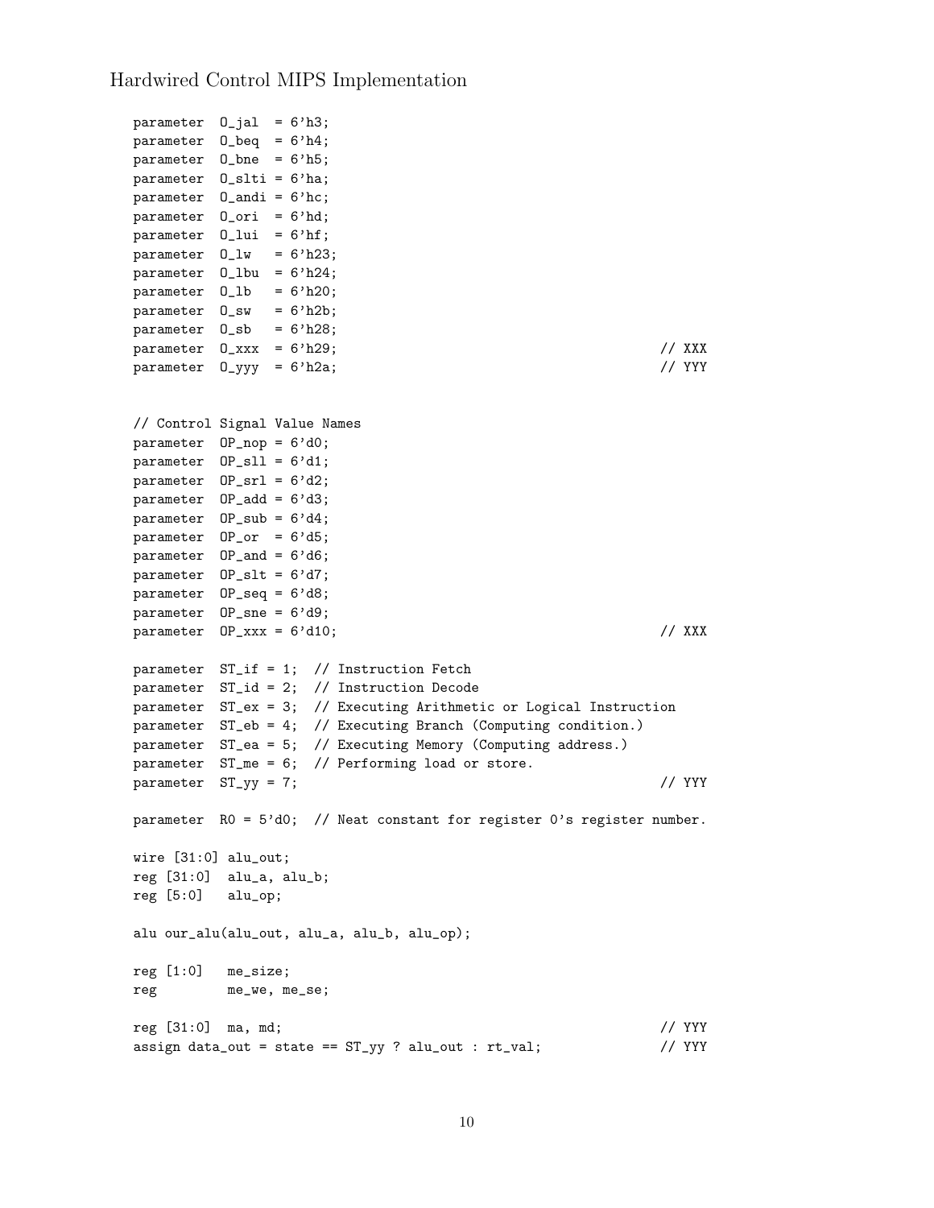```
parameter  O_jal  = 6'h3;
parameter  O_beq  = 6'h4;
parameter  O_bne  = 6'h5;
parameter  O_slti = 6'ha;
parameter  O_andi = 6'hc;
parameter  O_ori  = 6'hd;
parameter  O_lui  = 6'hf;
parameter  O_lw   = 6'h23;
parameter  O_lbu  = 6'h24;
parameter  O_lb   = 6'h20;
parameter  O_sw   = 6'h2b;
parameter  O_sb   = 6'h28;
parameter  O_xxx  = 6'h29;                                        // XXX
parameter  O_yyy  = 6'h2a;                                        // YYY


// Control Signal Value Names
parameter  OP_nop = 6'd0;
parameter  OP_sll = 6'd1;
parameter  OP_srl = 6'd2;
parameter  OP_add = 6'd3;
parameter  OP_sub = 6'd4;
parameter  OP_or  = 6'd5;
parameter  OP_and = 6'd6;
parameter  OP_slt = 6'd7;
parameter  OP_seq = 6'd8;
parameter  OP_sne = 6'd9;
parameter  OP_xxx = 6'd10;                                        // XXX

parameter  ST_if = 1;  // Instruction Fetch
parameter  ST_id = 2;  // Instruction Decode
parameter  ST_ex = 3;  // Executing Arithmetic or Logical Instruction
parameter  ST_eb = 4;  // Executing Branch (Computing condition.)
parameter  ST_ea = 5;  // Executing Memory (Computing address.)
parameter  ST_me = 6;  // Performing load or store.
parameter  ST_yy = 7;                                             // YYY

parameter  R0 = 5'd0;  // Neat constant for register 0's register number.

wire [31:0] alu_out;
reg [31:0]  alu_a, alu_b;
reg [5:0]   alu_op;

alu our_alu(alu_out, alu_a, alu_b, alu_op);

reg [1:0]   me_size;
reg         me_we, me_se;

reg [31:0]  ma, md;                                               // YYY
assign data_out = state == ST_yy ? alu_out : rt_val;              // YYY
```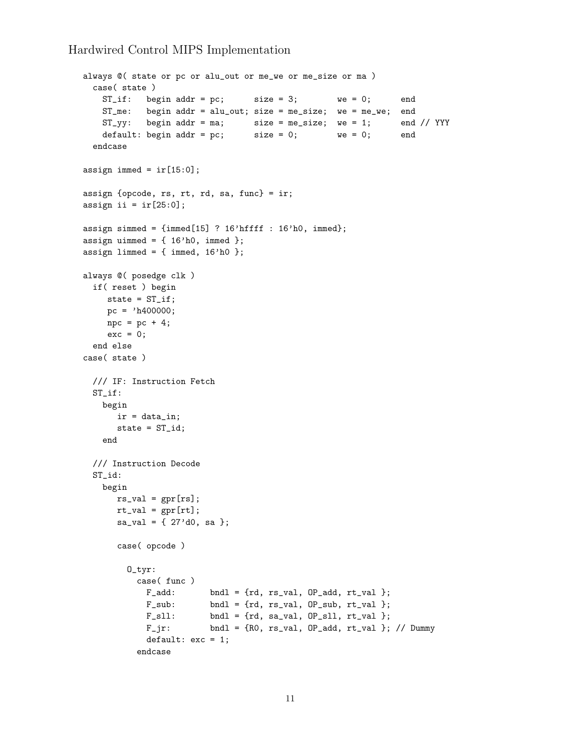Hardwired Control MIPS Implementation

```
  always @( state or pc or alu_out or me_we or me_size or ma )
    case( state )
      ST_if:   begin addr = pc;      size = 3;        we = 0;      end
      ST_me:   begin addr = alu_out; size = me_size;  we = me_we;  end
      ST_yy:   begin addr = ma;      size = me_size;  we = 1;      end // YYY
      default: begin addr = pc;      size = 0;        we = 0;      end
    endcase

  assign immed = ir[15:0];

  assign {opcode, rs, rt, rd, sa, func} = ir;
  assign ii = ir[25:0];

  assign simmed = {immed[15] ? 16'hffff : 16'h0, immed};
  assign uimmed = { 16'h0, immed };
  assign limmed = { immed, 16'h0 };

  always @( posedge clk )
    if( reset ) begin
       state = ST_if;
       pc = 'h400000;
       npc = pc + 4;
       exc = 0;
    end else
  case( state )

    /// IF: Instruction Fetch
    ST_if:
      begin
         ir = data_in;
         state = ST_id;
      end

    /// Instruction Decode
    ST_id:
      begin
         rs_val = gpr[rs];
         rt_val = gpr[rt];
         sa_val = { 27'd0, sa };

         case( opcode )

           O_tyr:
             case( func )
               F_add:      bndl = {rd, rs_val, OP_add, rt_val };
               F_sub:      bndl = {rd, rs_val, OP_sub, rt_val };
               F_sll:      bndl = {rd, sa_val, OP_sll, rt_val };
               F_jr:       bndl = {R0, rs_val, OP_add, rt_val }; // Dummy
               default: exc = 1;
             endcase
```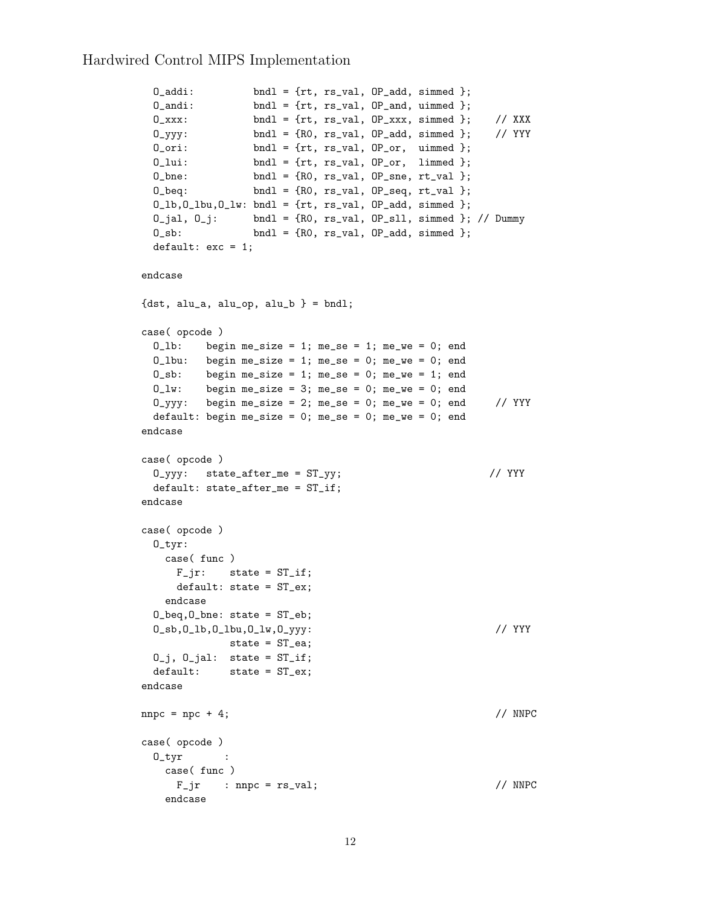```
  O_addi:          bndl = {rt, rs_val, OP_add, simmed };
  O_andi:          bndl = {rt, rs_val, OP_and, uimmed };
  O_xxx:           bndl = {rt, rs_val, OP_xxx, simmed };    // XXX
  O_yyy:           bndl = {R0, rs_val, OP_add, simmed };    // YYY
  O_ori:           bndl = {rt, rs_val, OP_or,  uimmed };
  O_lui:           bndl = {rt, rs_val, OP_or,  limmed };
  O_bne:           bndl = {R0, rs_val, OP_sne, rt_val };
  O_beq:           bndl = {R0, rs_val, OP_seq, rt_val };
  O_lb,O_lbu,O_lw: bndl = {rt, rs_val, OP_add, simmed };
  O_jal, O_j:      bndl = {R0, rs_val, OP_sll, simmed }; // Dummy
  O_sb:            bndl = {R0, rs_val, OP_add, simmed };
  default: exc = 1;

endcase

{dst, alu_a, alu_op, alu_b } = bndl;

case( opcode )
  O_lb:    begin me_size = 1; me_se = 1; me_we = 0; end
  O_lbu:   begin me_size = 1; me_se = 0; me_we = 0; end
  O_sb:    begin me_size = 1; me_se = 0; me_we = 1; end
  O_lw:    begin me_size = 3; me_se = 0; me_we = 0; end
  O_yyy:   begin me_size = 2; me_se = 0; me_we = 0; end     // YYY
  default: begin me_size = 0; me_se = 0; me_we = 0; end
endcase

case( opcode )
  O_yyy:   state_after_me = ST_yy;                         // YYY
  default: state_after_me = ST_if;
endcase

case( opcode )
  O_tyr:
    case( func )
      F_jr:    state = ST_if;
      default: state = ST_ex;
    endcase
  O_beq,O_bne: state = ST_eb;
  O_sb,O_lb,O_lbu,O_lw,O_yyy:                              // YYY
               state = ST_ea;
  O_j, O_jal:  state = ST_if;
  default:     state = ST_ex;
endcase

nnpc = npc + 4;                                           // NNPC

case( opcode )
  O_tyr       :
    case( func )
      F_jr    : nnpc = rs_val;                            // NNPC
    endcase
```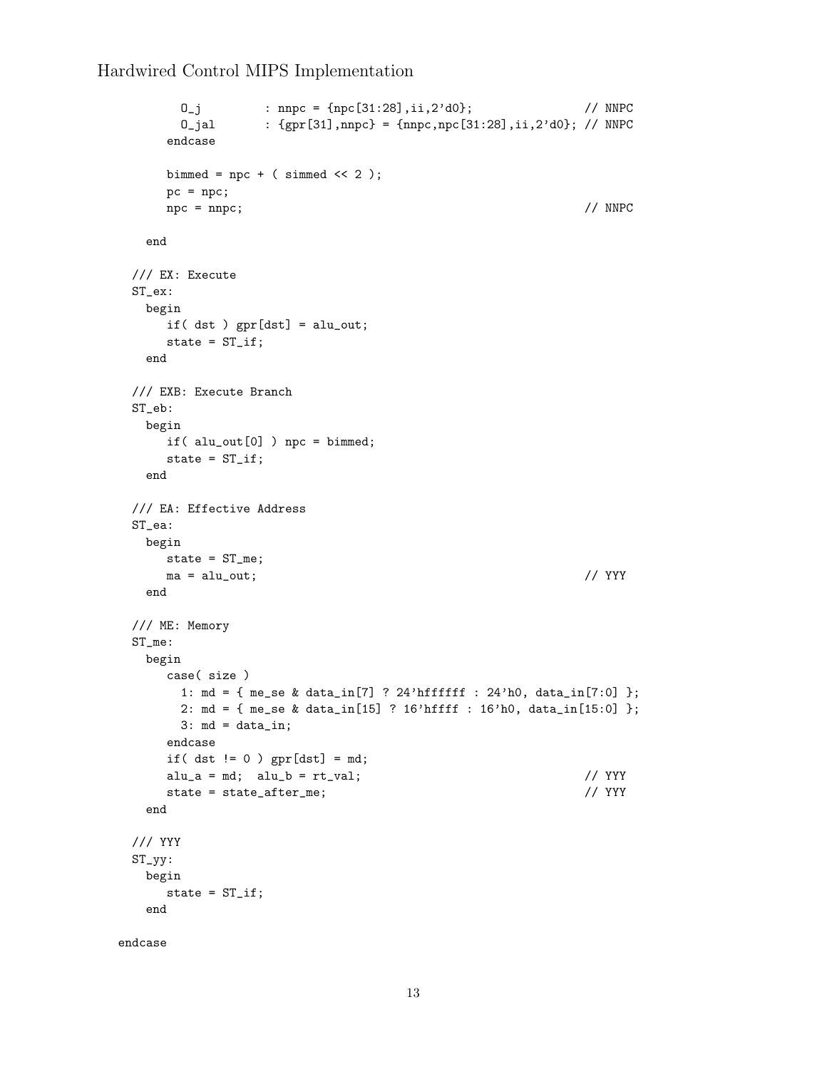```
          O_j         : nnpc = {npc[31:28],ii,2'd0};                // NNPC
          O_jal       : {gpr[31],nnpc} = {nnpc,npc[31:28],ii,2'd0}; // NNPC
        endcase

        bimmed = npc + ( simmed << 2 );
        pc = npc;
        npc = nnpc;                                                 // NNPC

      end

    /// EX: Execute
    ST_ex:
      begin
        if( dst ) gpr[dst] = alu_out;
        state = ST_if;
      end

    /// EXB: Execute Branch
    ST_eb:
      begin
        if( alu_out[0] ) npc = bimmed;
        state = ST_if;
      end

    /// EA: Effective Address
    ST_ea:
      begin
        state = ST_me;
        ma = alu_out;                                               // YYY
      end

    /// ME: Memory
    ST_me:
      begin
        case( size )
          1: md = { me_se & data_in[7] ? 24'hffffff : 24'h0, data_in[7:0] };
          2: md = { me_se & data_in[15] ? 16'hffff : 16'h0, data_in[15:0] };
          3: md = data_in;
        endcase
        if( dst != 0 ) gpr[dst] = md;
        alu_a = md;  alu_b = rt_val;                                // YYY
        state = state_after_me;                                     // YYY
      end

    /// YYY
    ST_yy:
      begin
        state = ST_if;
      end

  endcase
```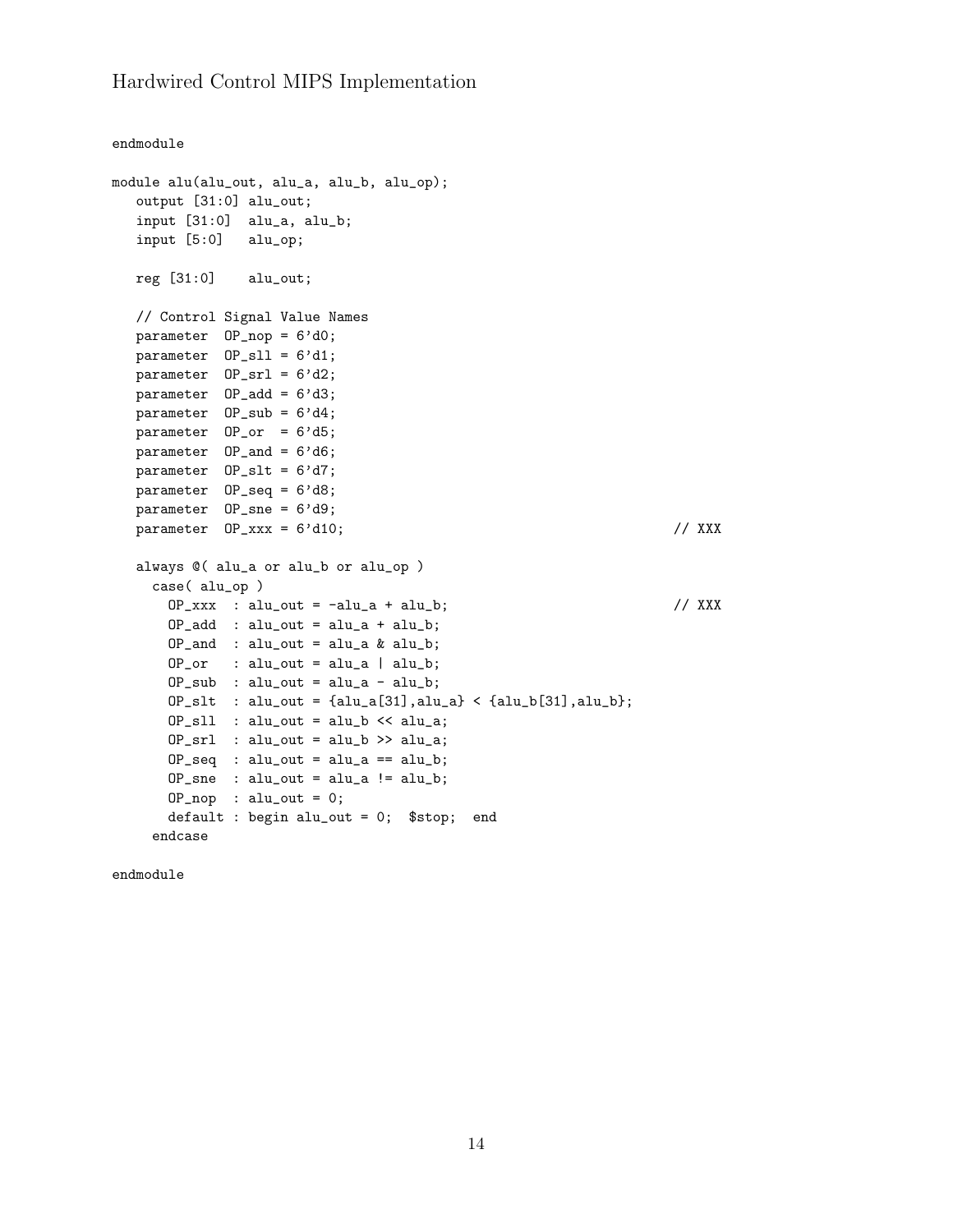```
endmodule

module alu(alu_out, alu_a, alu_b, alu_op);
   output [31:0] alu_out;
   input [31:0]  alu_a, alu_b;
   input [5:0]   alu_op;

   reg [31:0]    alu_out;

   // Control Signal Value Names
   parameter  OP_nop = 6'd0;
   parameter  OP_sll = 6'd1;
   parameter  OP_srl = 6'd2;
   parameter  OP_add = 6'd3;
   parameter  OP_sub = 6'd4;
   parameter  OP_or  = 6'd5;
   parameter  OP_and = 6'd6;
   parameter  OP_slt = 6'd7;
   parameter  OP_seq = 6'd8;
   parameter  OP_sne = 6'd9;
   parameter  OP_xxx = 6'd10;                                         // XXX

   always @( alu_a or alu_b or alu_op )
     case( alu_op )
       OP_xxx  : alu_out = -alu_a + alu_b;                            // XXX
       OP_add  : alu_out = alu_a + alu_b;
       OP_and  : alu_out = alu_a & alu_b;
       OP_or   : alu_out = alu_a | alu_b;
       OP_sub  : alu_out = alu_a - alu_b;
       OP_slt  : alu_out = {alu_a[31],alu_a} < {alu_b[31],alu_b};
       OP_sll  : alu_out = alu_b << alu_a;
       OP_srl  : alu_out = alu_b >> alu_a;
       OP_seq  : alu_out = alu_a == alu_b;
       OP_sne  : alu_out = alu_a != alu_b;
       OP_nop  : alu_out = 0;
       default : begin alu_out = 0;  $stop;  end
     endcase

endmodule
```